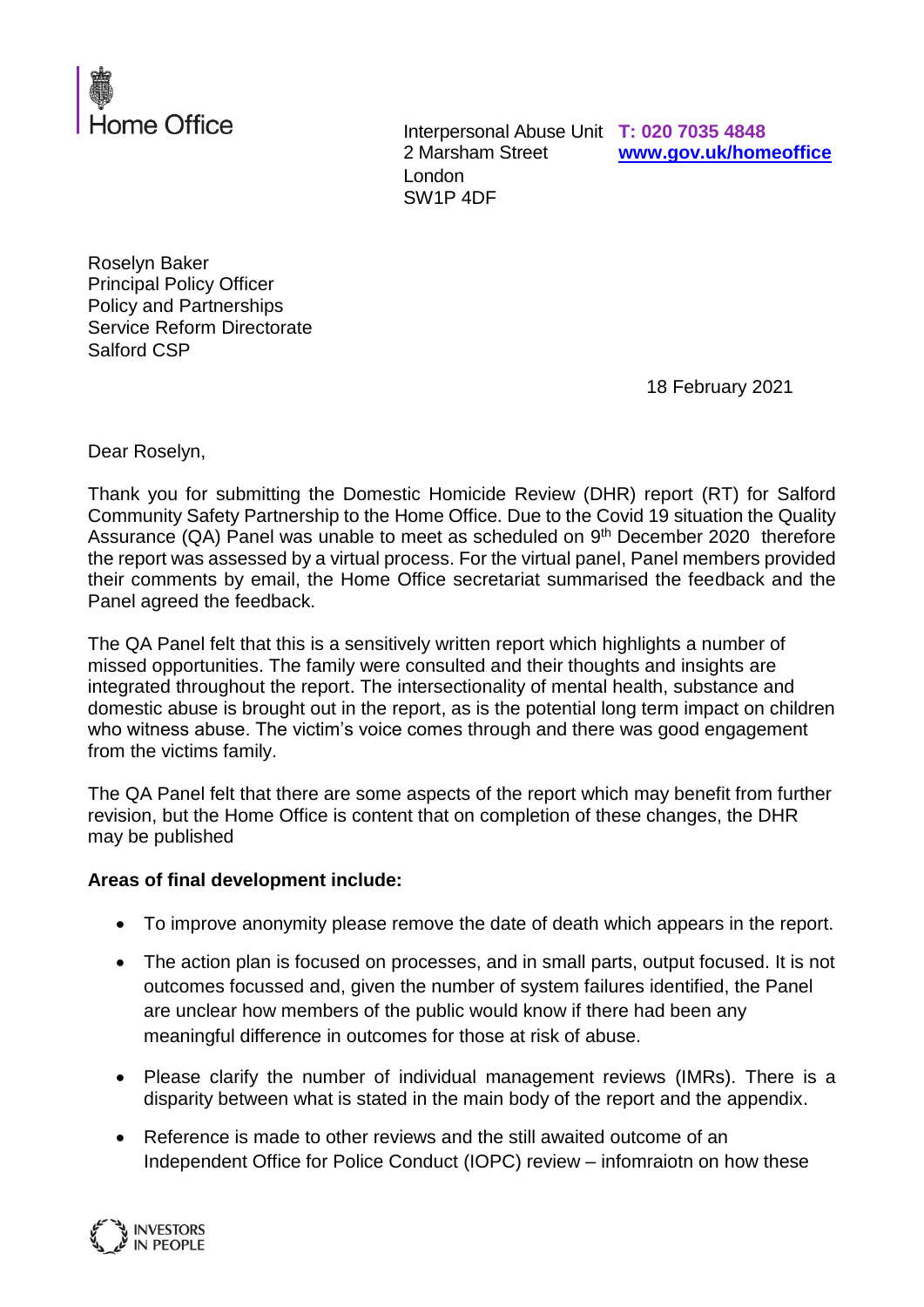Home Office

Interpersonal Abuse Unit
2 Marsham Street
London
SW1P 4DF

**T: 020 7035 4848**
**www.gov.uk/homeoffice**

Roselyn Baker
Principal Policy Officer
Policy and Partnerships
Service Reform Directorate
Salford CSP

18 February 2021

Dear Roselyn,

Thank you for submitting the Domestic Homicide Review (DHR) report (RT) for Salford Community Safety Partnership to the Home Office. Due to the Covid 19 situation the Quality Assurance (QA) Panel was unable to meet as scheduled on 9th December 2020 therefore the report was assessed by a virtual process. For the virtual panel, Panel members provided their comments by email, the Home Office secretariat summarised the feedback and the Panel agreed the feedback.

The QA Panel felt that this is a sensitively written report which highlights a number of missed opportunities. The family were consulted and their thoughts and insights are integrated throughout the report. The intersectionality of mental health, substance and domestic abuse is brought out in the report, as is the potential long term impact on children who witness abuse. The victim's voice comes through and there was good engagement from the victims family.

The QA Panel felt that there are some aspects of the report which may benefit from further revision, but the Home Office is content that on completion of these changes, the DHR may be published

**Areas of final development include:**

- To improve anonymity please remove the date of death which appears in the report.
- The action plan is focused on processes, and in small parts, output focused. It is not outcomes focussed and, given the number of system failures identified, the Panel are unclear how members of the public would know if there had been any meaningful difference in outcomes for those at risk of abuse.
- Please clarify the number of individual management reviews (IMRs). There is a disparity between what is stated in the main body of the report and the appendix.
- Reference is made to other reviews and the still awaited outcome of an Independent Office for Police Conduct (IOPC) review – infomraiotn on how these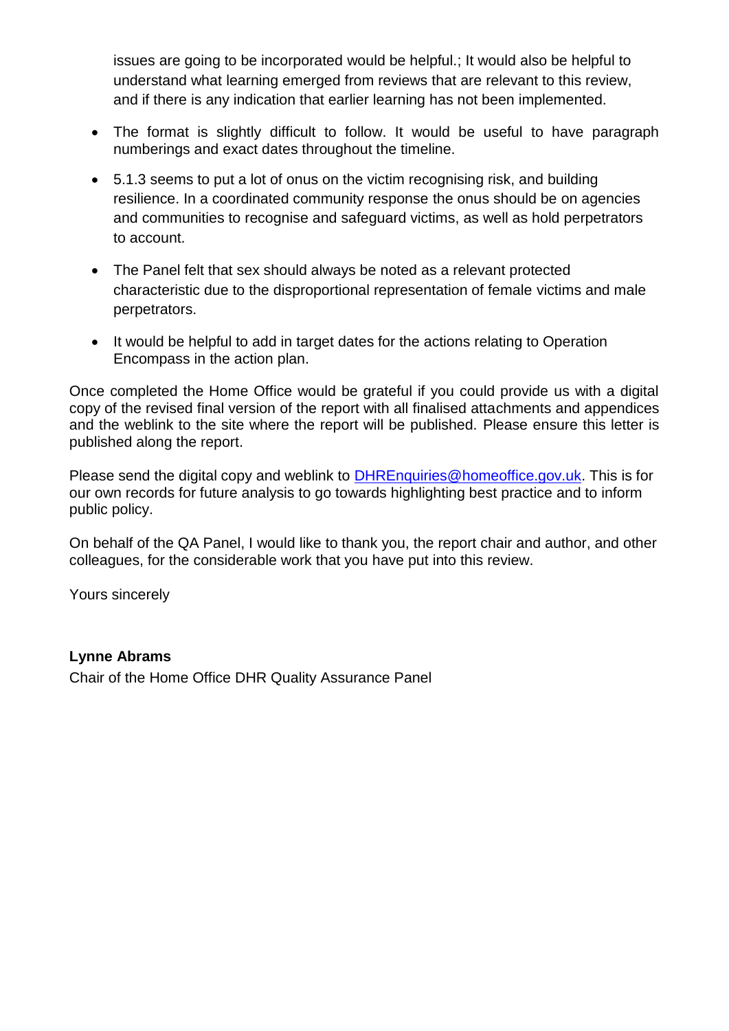issues are going to be incorporated would be helpful.; It would also be helpful to understand what learning emerged from reviews that are relevant to this review, and if there is any indication that earlier learning has not been implemented.

- The format is slightly difficult to follow. It would be useful to have paragraph numberings and exact dates throughout the timeline.
- 5.1.3 seems to put a lot of onus on the victim recognising risk, and building resilience. In a coordinated community response the onus should be on agencies and communities to recognise and safeguard victims, as well as hold perpetrators to account.
- The Panel felt that sex should always be noted as a relevant protected characteristic due to the disproportional representation of female victims and male perpetrators.
- It would be helpful to add in target dates for the actions relating to Operation Encompass in the action plan.

Once completed the Home Office would be grateful if you could provide us with a digital copy of the revised final version of the report with all finalised attachments and appendices and the weblink to the site where the report will be published. Please ensure this letter is published along the report.

Please send the digital copy and weblink to DHREnquiries@homeoffice.gov.uk. This is for our own records for future analysis to go towards highlighting best practice and to inform public policy.

On behalf of the QA Panel, I would like to thank you, the report chair and author, and other colleagues, for the considerable work that you have put into this review.

Yours sincerely

**Lynne Abrams**

Chair of the Home Office DHR Quality Assurance Panel